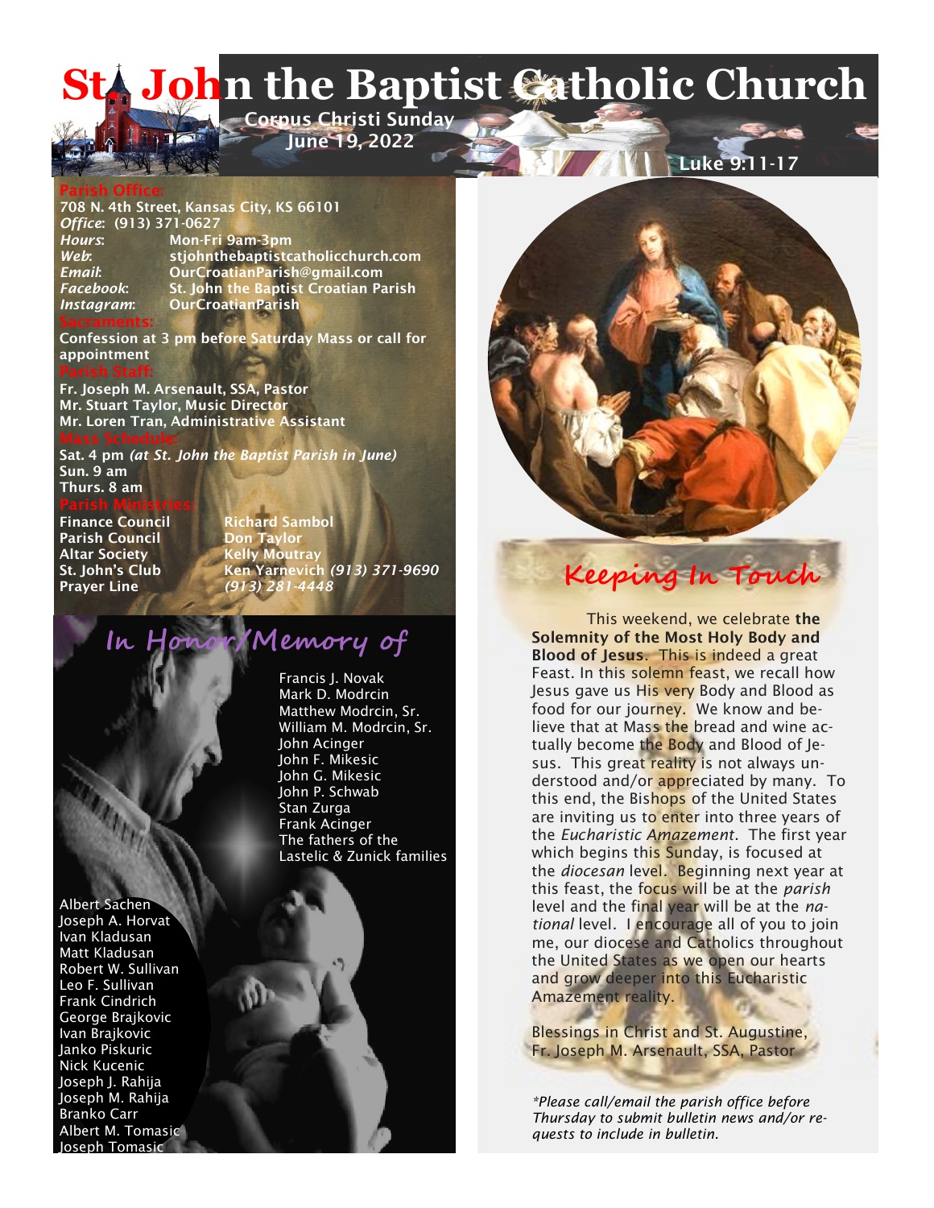# St. John the Baptist Catholic Church

**Corpus Christi Sunday**
**June 19, 2022**

**Luke 9:11-17**

**Parish Office:**
**708 N. 4th Street, Kansas City, KS 66101**
***Office*: (913) 371-0627**
***Hours*: Mon-Fri 9am-3pm**
***Web*: stjohnthebaptistcatholicchurch.com**
***Email*: OurCroatianParish@gmail.com**
***Facebook*: St. John the Baptist Croatian Parish**
***Instagram*: OurCroatianParish**

**Sacraments:**
**Confession at 3 pm before Saturday Mass or call for appointment**

**Parish Staff:**
**Fr. Joseph M. Arsenault, SSA, Pastor**
**Mr. Stuart Taylor, Music Director**
**Mr. Loren Tran, Administrative Assistant**

**Mass Schedule:**
**Sat. 4 pm *(at St. John the Baptist Parish in June)***
**Sun. 9 am**
**Thurs. 8 am**

**Parish Ministries:**

| | |
|---|---|
| **Finance Council** | **Richard Sambol** |
| **Parish Council** | **Don Taylor** |
| **Altar Society** | **Kelly Moutray** |
| **St. John's Club** | **Ken Yarnevich *(913) 371-9690*** |
| **Prayer Line** | ***(913) 281-4448*** |

## In Honor/Memory of

Francis J. Novak
Mark D. Modrcin
Matthew Modrcin, Sr.
William M. Modrcin, Sr.
John Acinger
John F. Mikesic
John G. Mikesic
John P. Schwab
Stan Zurga
Frank Acinger
The fathers of the Lastelic & Zunick families

Albert Sachen
Joseph A. Horvat
Ivan Kladusan
Matt Kladusan
Robert W. Sullivan
Leo F. Sullivan
Frank Cindrich
George Brajkovic
Ivan Brajkovic
Janko Piskuric
Nick Kucenic
Joseph J. Rahija
Joseph M. Rahija
Branko Carr
Albert M. Tomasic
Joseph Tomasic

## Keeping In Touch

This weekend, we celebrate **the Solemnity of the Most Holy Body and Blood of Jesus**. This is indeed a great Feast. In this solemn feast, we recall how Jesus gave us His very Body and Blood as food for our journey. We know and believe that at Mass the bread and wine actually become the Body and Blood of Jesus. This great reality is not always understood and/or appreciated by many. To this end, the Bishops of the United States are inviting us to enter into three years of the *Eucharistic Amazement*. The first year which begins this Sunday, is focused at the *diocesan* level. Beginning next year at this feast, the focus will be at the *parish* level and the final year will be at the *national* level. I encourage all of you to join me, our diocese and Catholics throughout the United States as we open our hearts and grow deeper into this Eucharistic Amazement reality.

Blessings in Christ and St. Augustine,
Fr. Joseph M. Arsenault, SSA, Pastor

*\*Please call/email the parish office before Thursday to submit bulletin news and/or requests to include in bulletin.*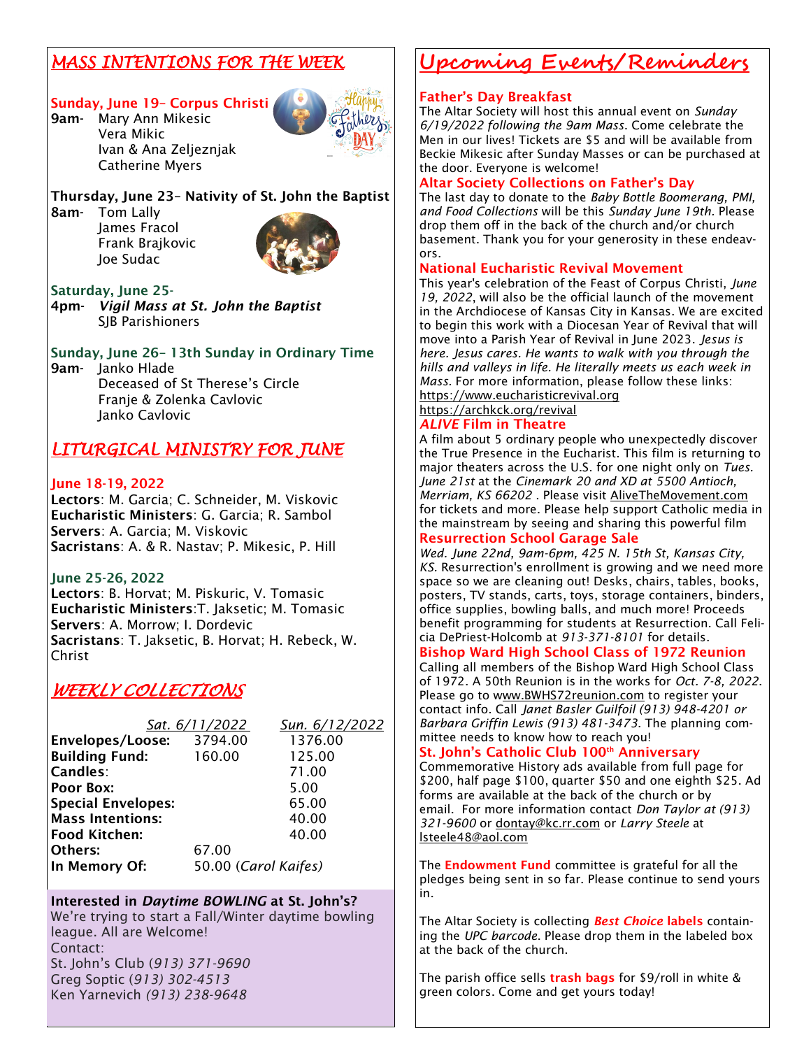## MASS INTENTIONS FOR THE WEEK

**Sunday, June 19– Corpus Christi**

**9am**- Mary Ann Mikesic
Vera Mikic
Ivan & Ana Zeljeznjak
Catherine Myers

**Thursday, June 23– Nativity of St. John the Baptist**

**8am**- Tom Lally
James Fracol
Frank Brajkovic
Joe Sudac

**Saturday, June 25-**

**4pm**- ***Vigil Mass at St. John the Baptist***
SJB Parishioners

**Sunday, June 26– 13th Sunday in Ordinary Time**

**9am**- Janko Hlade
Deceased of St Therese's Circle
Franje & Zolenka Cavlovic
Janko Cavlovic

## LITURGICAL MINISTRY FOR JUNE

**June 18-19, 2022**

**Lectors**: M. Garcia; C. Schneider, M. Viskovic
**Eucharistic Ministers**: G. Garcia; R. Sambol
**Servers**: A. Garcia; M. Viskovic
**Sacristans**: A. & R. Nastav; P. Mikesic, P. Hill

**June 25-26, 2022**

**Lectors**: B. Horvat; M. Piskuric, V. Tomasic
**Eucharistic Ministers**:T. Jaksetic; M. Tomasic
**Servers**: A. Morrow; I. Dordevic
**Sacristans**: T. Jaksetic, B. Horvat; H. Rebeck, W. Christ

## WEEKLY COLLECTIONS

| | Sat. 6/11/2022 | Sun. 6/12/2022 |
|---|---|---|
| **Envelopes/Loose:** | 3794.00 | 1376.00 |
| **Building Fund:** | 160.00 | 125.00 |
| **Candles**: | | 71.00 |
| **Poor Box:** | | 5.00 |
| **Special Envelopes:** | | 65.00 |
| **Mass Intentions:** | | 40.00 |
| **Food Kitchen:** | | 40.00 |
| **Others:** | 67.00 | |
| **In Memory Of:** | 50.00 (*Carol Kaifes*) | |

**Interested in *Daytime BOWLING* at St. John's?**
We're trying to start a Fall/Winter daytime bowling league. All are Welcome!
Contact:
St. John's Club (*913) 371-9690*
Greg Soptic (*913) 302-4513*
Ken Yarnevich *(913) 238-9648*

## Upcoming Events/Reminders

**Father's Day Breakfast**
The Altar Society will host this annual event on *Sunday 6/19/2022 following the 9am Mass*. Come celebrate the Men in our lives! Tickets are $5 and will be available from Beckie Mikesic after Sunday Masses or can be purchased at the door. Everyone is welcome!

**Altar Society Collections on Father's Day**
The last day to donate to the *Baby Bottle Boomerang, PMI, and Food Collections* will be this *Sunday June 19th*. Please drop them off in the back of the church and/or church basement. Thank you for your generosity in these endeavors.

**National Eucharistic Revival Movement**
This year's celebration of the Feast of Corpus Christi, *June 19, 2022*, will also be the official launch of the movement in the Archdiocese of Kansas City in Kansas. We are excited to begin this work with a Diocesan Year of Revival that will move into a Parish Year of Revival in June 2023. *Jesus is here. Jesus cares. He wants to walk with you through the hills and valleys in life. He literally meets us each week in Mass.* For more information, please follow these links:
https://www.eucharisticrevival.org
https://archkck.org/revival

***ALIVE* Film in Theatre**
A film about 5 ordinary people who unexpectedly discover the True Presence in the Eucharist. This film is returning to major theaters across the U.S. for one night only on *Tues. June 21st* at the *Cinemark 20 and XD at 5500 Antioch, Merriam, KS 66202* . Please visit AliveTheMovement.com for tickets and more. Please help support Catholic media in the mainstream by seeing and sharing this powerful film

**Resurrection School Garage Sale**
*Wed. June 22nd, 9am-6pm, 425 N. 15th St, Kansas City, KS.* Resurrection's enrollment is growing and we need more space so we are cleaning out! Desks, chairs, tables, books, posters, TV stands, carts, toys, storage containers, binders, office supplies, bowling balls, and much more! Proceeds benefit programming for students at Resurrection. Call Felicia DePriest-Holcomb at *913-371-8101* for details.

**Bishop Ward High School Class of 1972 Reunion**
Calling all members of the Bishop Ward High School Class of 1972. A 50th Reunion is in the works for *Oct. 7-8, 2022*. Please go to www.BWHS72reunion.com to register your contact info. Call *Janet Basler Guilfoil (913) 948-4201 or Barbara Griffin Lewis (913) 481-3473.* The planning committee needs to know how to reach you!

**St. John's Catholic Club 100th Anniversary**
Commemorative History ads available from full page for $200, half page $100, quarter $50 and one eighth $25. Ad forms are available at the back of the church or by email. For more information contact *Don Taylor at (913) 321-9600* or dontay@kc.rr.com or *Larry Steele* at lsteele48@aol.com

The **Endowment Fund** committee is grateful for all the pledges being sent in so far. Please continue to send yours in.

The Altar Society is collecting ***Best Choice* labels** containing the *UPC barcode*. Please drop them in the labeled box at the back of the church.

The parish office sells **trash bags** for $9/roll in white & green colors. Come and get yours today!